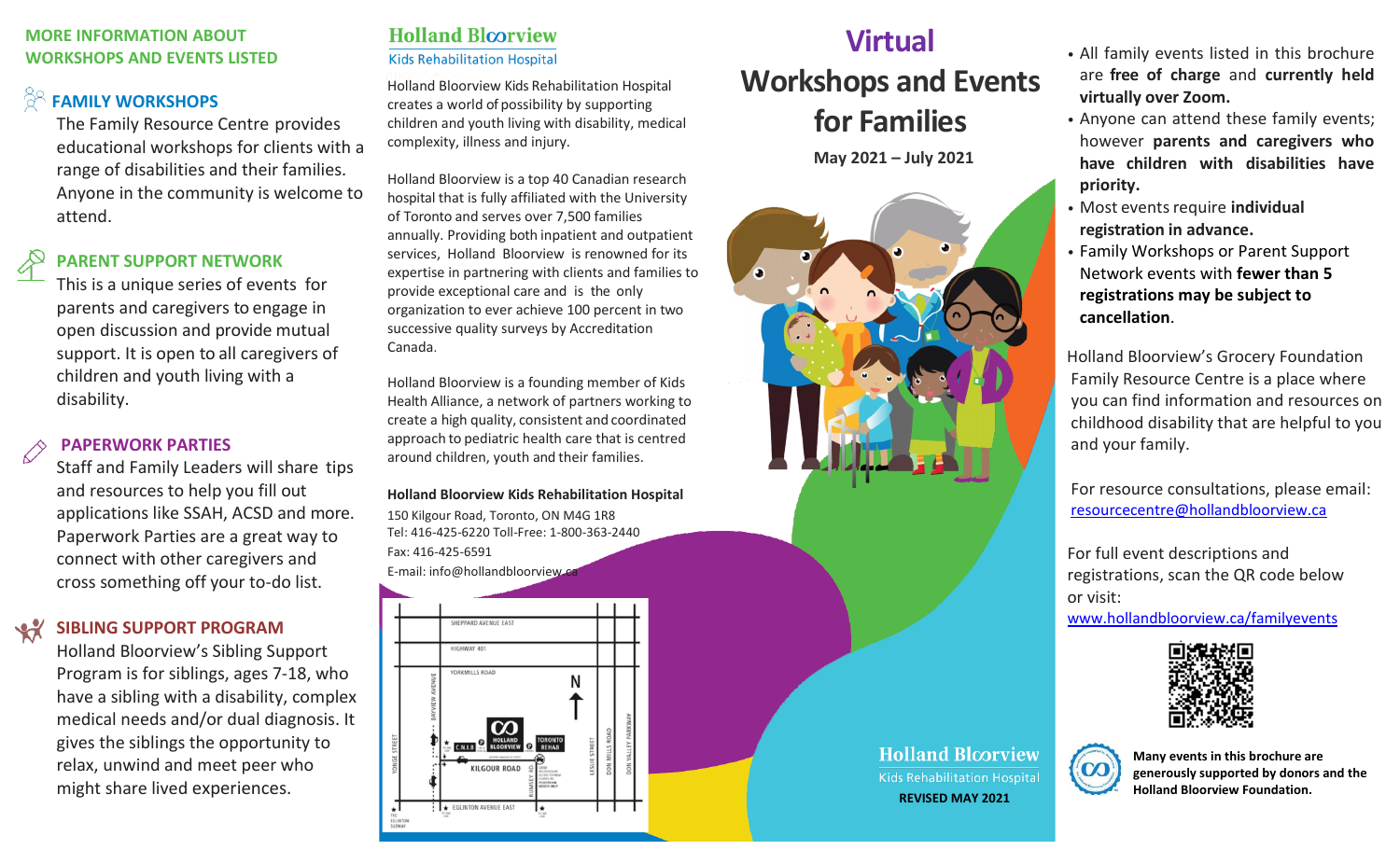## MORE INFORMATION ABOUT WORKSHOPS AND EVENTS LISTED

### FAMILY WORKSHOPS

The Family Resource Centre provides educational workshops for clients with a range of disabilities and their families. Anyone in the community is welcome to attend.

### PARENT SUPPORT NETWORK

This is a unique series of events for parents and caregivers to engage in open discussion and provide mutual support. It is open to all caregivers of children and youth living with a disability.

### PAPERWORK PARTIES

Staff and Family Leaders will share tips and resources to help you fill out applications like SSAH, ACSD and more. Paperwork Parties are a great way to connect with other caregivers and cross something off your to-do list.

### SIBLING SUPPORT PROGRAM

Holland Bloorview's Sibling Support Program is for siblings, ages 7-18, who have a sibling with a disability, complex medical needs and/or dual diagnosis. It gives the siblings the opportunity to relax, unwind and meet peer who might share lived experiences.

**Holland Bloorview**
Kids Rehabilitation Hospital

Holland Bloorview Kids Rehabilitation Hospital creates a world of possibility by supporting children and youth living with disability, medical complexity, illness and injury.

Holland Bloorview is a top 40 Canadian research hospital that is fully affiliated with the University of Toronto and serves over 7,500 families annually. Providing both inpatient and outpatient services, Holland Bloorview is renowned for its expertise in partnering with clients and families to provide exceptional care and is the only organization to ever achieve 100 percent in two successive quality surveys by Accreditation Canada.

Holland Bloorview is a founding member of Kids Health Alliance, a network of partners working to create a high quality, consistent and coordinated approach to pediatric health care that is centred around children, youth and their families.

**Holland Bloorview Kids Rehabilitation Hospital**
150 Kilgour Road, Toronto, ON M4G 1R8
Tel: 416-425-6220 Toll-Free: 1-800-363-2440
Fax: 416-425-6591
E-mail: info@hollandbloorview.ca

# Virtual Workshops and Events for Families

**May 2021 – July 2021**

**Holland Bloorview**
Kids Rehabilitation Hospital
**REVISED MAY 2021**

- All family events listed in this brochure are **free of charge** and **currently held virtually over Zoom.**
- Anyone can attend these family events; however **parents and caregivers who have children with disabilities have priority.**
- Most events require **individual registration in advance.**
- Family Workshops or Parent Support Network events with **fewer than 5 registrations may be subject to cancellation**.

Holland Bloorview's Grocery Foundation Family Resource Centre is a place where you can find information and resources on childhood disability that are helpful to you and your family.

For resource consultations, please email: resourcecentre@hollandbloorview.ca

For full event descriptions and registrations, scan the QR code below or visit: www.hollandbloorview.ca/familyevents

**Many events in this brochure are generously supported by donors and the Holland Bloorview Foundation.**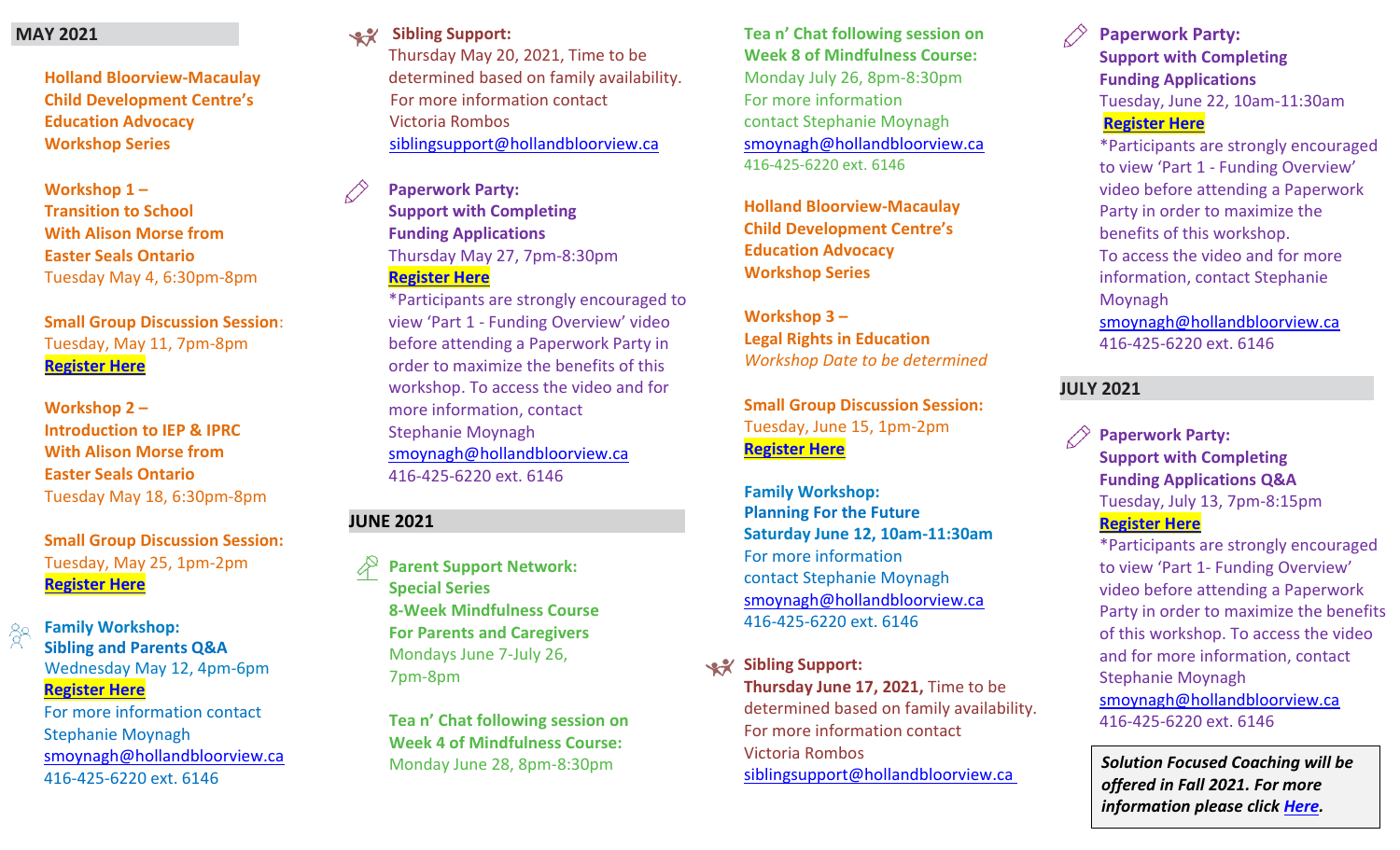## MAY 2021

**Holland Bloorview-Macaulay Child Development Centre's Education Advocacy Workshop Series**

**Workshop 1 – Transition to School With Alison Morse from Easter Seals Ontario**
Tuesday May 4, 6:30pm-8pm

**Small Group Discussion Session**:
Tuesday, May 11, 7pm-8pm
**Register Here**

**Workshop 2 – Introduction to IEP & IPRC With Alison Morse from Easter Seals Ontario**
Tuesday May 18, 6:30pm-8pm

**Small Group Discussion Session:**
Tuesday, May 25, 1pm-2pm
**Register Here**

**Family Workshop: Sibling and Parents Q&A**
Wednesday May 12, 4pm-6pm
**Register Here**
For more information contact Stephanie Moynagh
smoynagh@hollandbloorview.ca
416-425-6220 ext. 6146

**Sibling Support:**
Thursday May 20, 2021, Time to be determined based on family availability.
For more information contact Victoria Rombos
siblingsupport@hollandbloorview.ca

**Paperwork Party: Support with Completing Funding Applications**
Thursday May 27, 7pm-8:30pm
**Register Here**
*Participants are strongly encouraged to view 'Part 1 - Funding Overview' video before attending a Paperwork Party in order to maximize the benefits of this workshop. To access the video and for more information, contact Stephanie Moynagh
smoynagh@hollandbloorview.ca
416-425-6220 ext. 6146

## JUNE 2021

**Parent Support Network: Special Series 8-Week Mindfulness Course For Parents and Caregivers**
Mondays June 7-July 26, 7pm-8pm

**Tea n' Chat following session on Week 4 of Mindfulness Course:**
Monday June 28, 8pm-8:30pm

**Tea n' Chat following session on Week 8 of Mindfulness Course:**
Monday July 26, 8pm-8:30pm
For more information contact Stephanie Moynagh
smoynagh@hollandbloorview.ca
416-425-6220 ext. 6146

**Holland Bloorview-Macaulay Child Development Centre's Education Advocacy Workshop Series**

**Workshop 3 – Legal Rights in Education**
*Workshop Date to be determined*

**Small Group Discussion Session:**
Tuesday, June 15, 1pm-2pm
**Register Here**

**Family Workshop: Planning For the Future Saturday June 12, 10am-11:30am**
For more information contact Stephanie Moynagh
smoynagh@hollandbloorview.ca
416-425-6220 ext. 6146

**Sibling Support:**
**Thursday June 17, 2021,** Time to be determined based on family availability.
For more information contact Victoria Rombos
siblingsupport@hollandbloorview.ca

**Paperwork Party: Support with Completing Funding Applications**
Tuesday, June 22, 10am-11:30am
**Register Here**
*Participants are strongly encouraged to view 'Part 1 - Funding Overview' video before attending a Paperwork Party in order to maximize the benefits of this workshop.
To access the video and for more information, contact Stephanie Moynagh
smoynagh@hollandbloorview.ca
416-425-6220 ext. 6146

## JULY 2021

**Paperwork Party: Support with Completing Funding Applications Q&A**
Tuesday, July 13, 7pm-8:15pm
**Register Here**
*Participants are strongly encouraged to view 'Part 1- Funding Overview' video before attending a Paperwork Party in order to maximize the benefits of this workshop. To access the video and for more information, contact Stephanie Moynagh
smoynagh@hollandbloorview.ca
416-425-6220 ext. 6146

***Solution Focused Coaching will be offered in Fall 2021. For more information please click Here.***